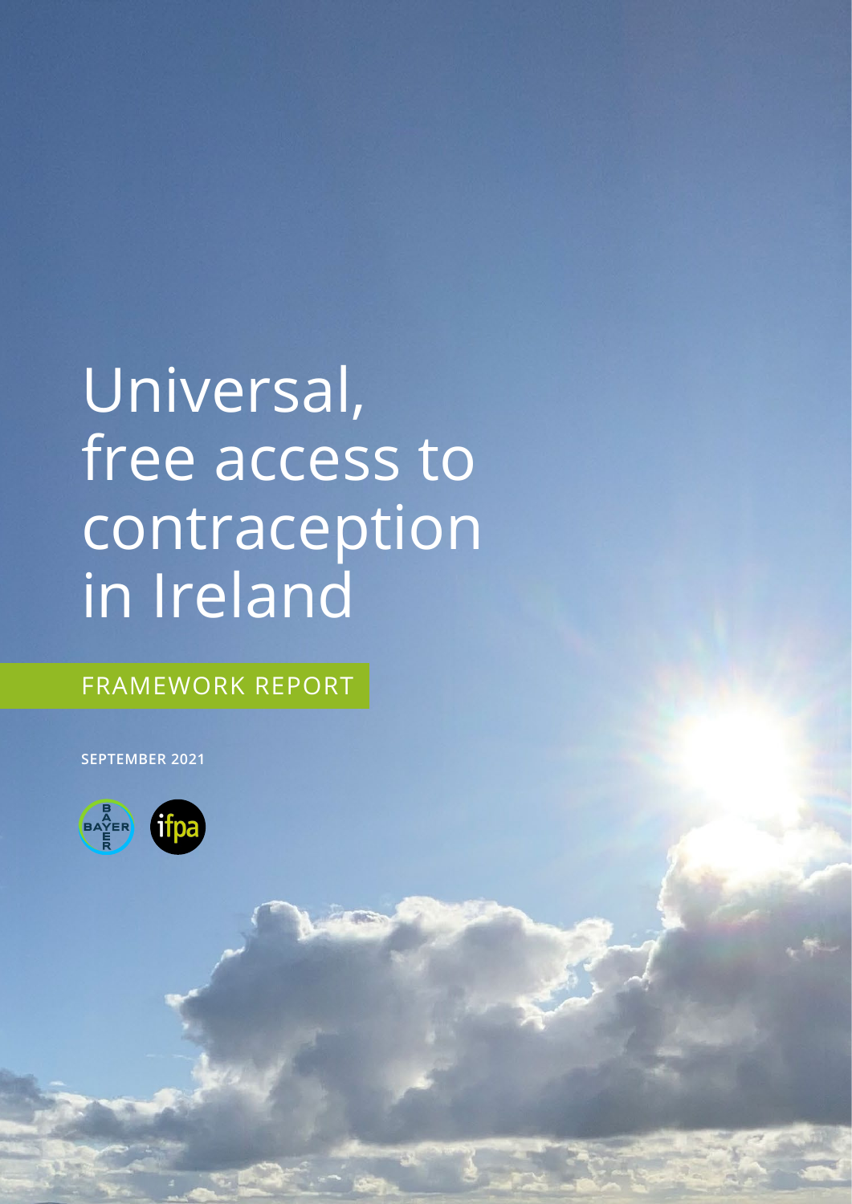# Universal, free access to contraception in Ireland

FRAMEWORK REPORT

**SEPTEMBER 2021**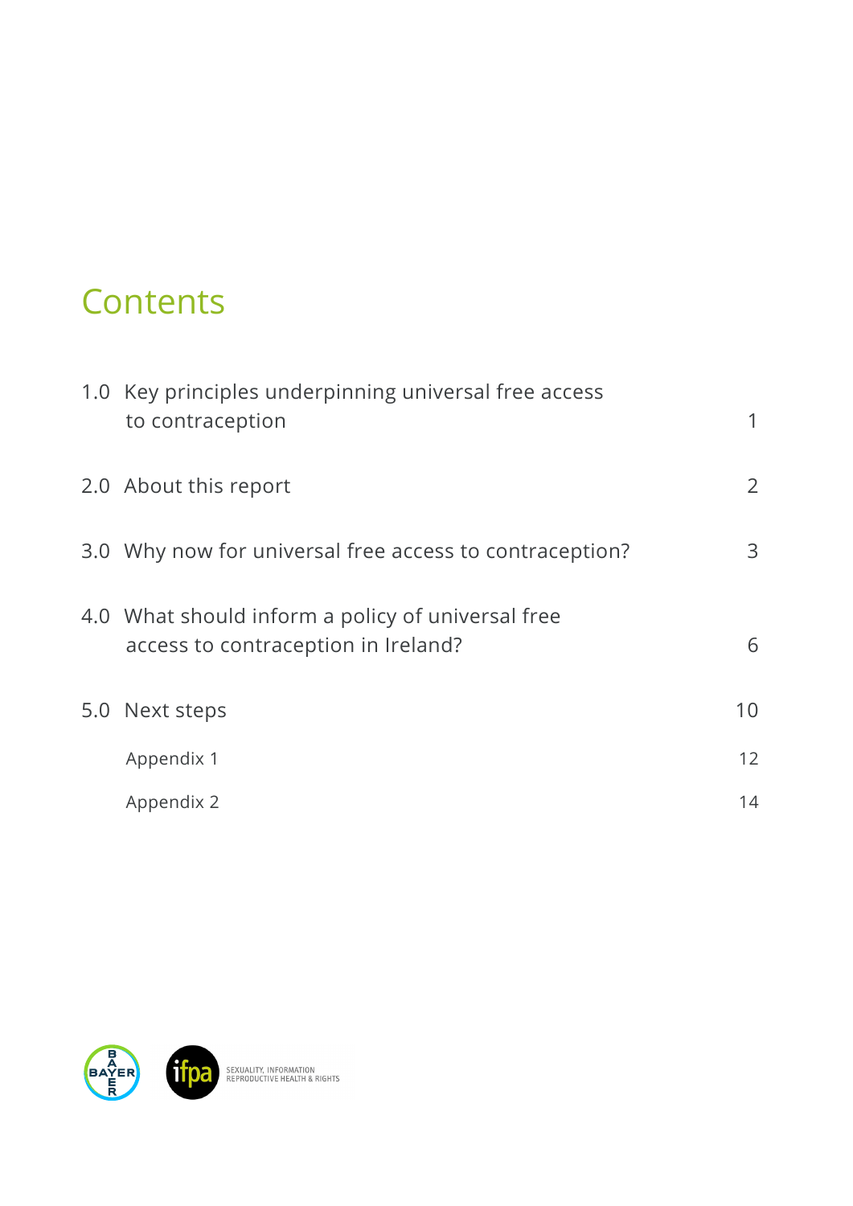# Contents

| | |
|---|---|
| 1.0 Key principles underpinning universal free access to contraception | 1 |
| 2.0 About this report | 2 |
| 3.0 Why now for universal free access to contraception? | 3 |
| 4.0 What should inform a policy of universal free access to contraception in Ireland? | 6 |
| 5.0 Next steps | 10 |
| Appendix 1 | 12 |
| Appendix 2 | 14 |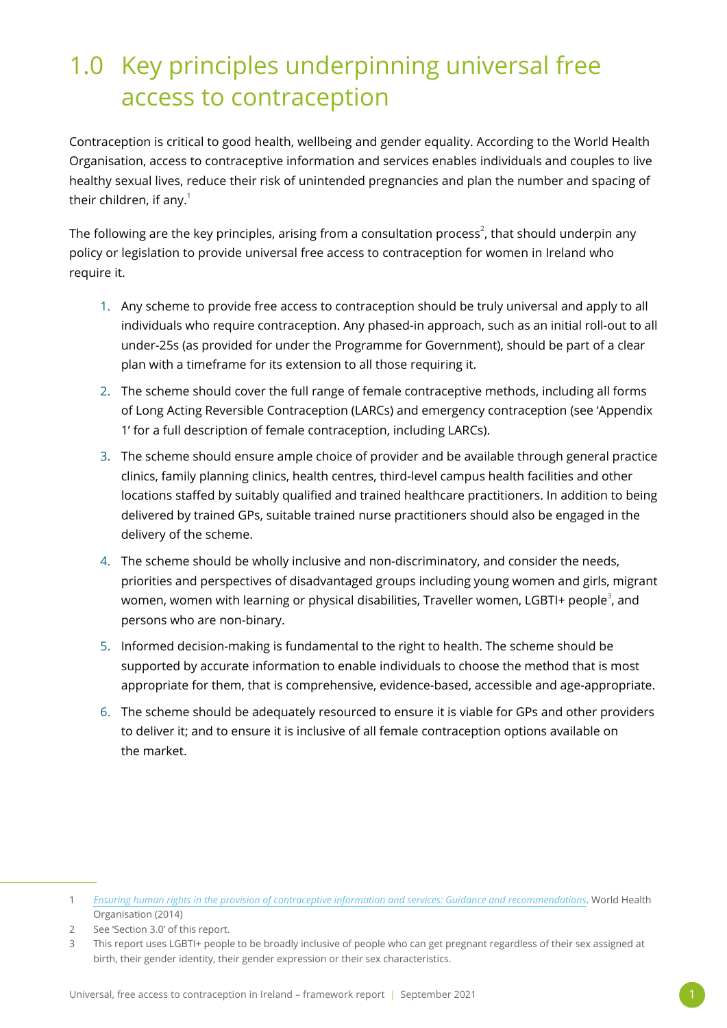# 1.0 Key principles underpinning universal free access to contraception

Contraception is critical to good health, wellbeing and gender equality. According to the World Health Organisation, access to contraceptive information and services enables individuals and couples to live healthy sexual lives, reduce their risk of unintended pregnancies and plan the number and spacing of their children, if any.[1]

The following are the key principles, arising from a consultation process[2], that should underpin any policy or legislation to provide universal free access to contraception for women in Ireland who require it.

1. Any scheme to provide free access to contraception should be truly universal and apply to all individuals who require contraception. Any phased-in approach, such as an initial roll-out to all under-25s (as provided for under the Programme for Government), should be part of a clear plan with a timeframe for its extension to all those requiring it.
2. The scheme should cover the full range of female contraceptive methods, including all forms of Long Acting Reversible Contraception (LARCs) and emergency contraception (see 'Appendix 1' for a full description of female contraception, including LARCs).
3. The scheme should ensure ample choice of provider and be available through general practice clinics, family planning clinics, health centres, third-level campus health facilities and other locations staffed by suitably qualified and trained healthcare practitioners. In addition to being delivered by trained GPs, suitable trained nurse practitioners should also be engaged in the delivery of the scheme.
4. The scheme should be wholly inclusive and non-discriminatory, and consider the needs, priorities and perspectives of disadvantaged groups including young women and girls, migrant women, women with learning or physical disabilities, Traveller women, LGBTI+ people[3], and persons who are non-binary.
5. Informed decision-making is fundamental to the right to health. The scheme should be supported by accurate information to enable individuals to choose the method that is most appropriate for them, that is comprehensive, evidence-based, accessible and age-appropriate.
6. The scheme should be adequately resourced to ensure it is viable for GPs and other providers to deliver it; and to ensure it is inclusive of all female contraception options available on the market.

---

1 *Ensuring human rights in the provision of contraceptive information and services: Guidance and recommendations*. World Health Organisation (2014)

2 See 'Section 3.0' of this report.

3 This report uses LGBTI+ people to be broadly inclusive of people who can get pregnant regardless of their sex assigned at birth, their gender identity, their gender expression or their sex characteristics.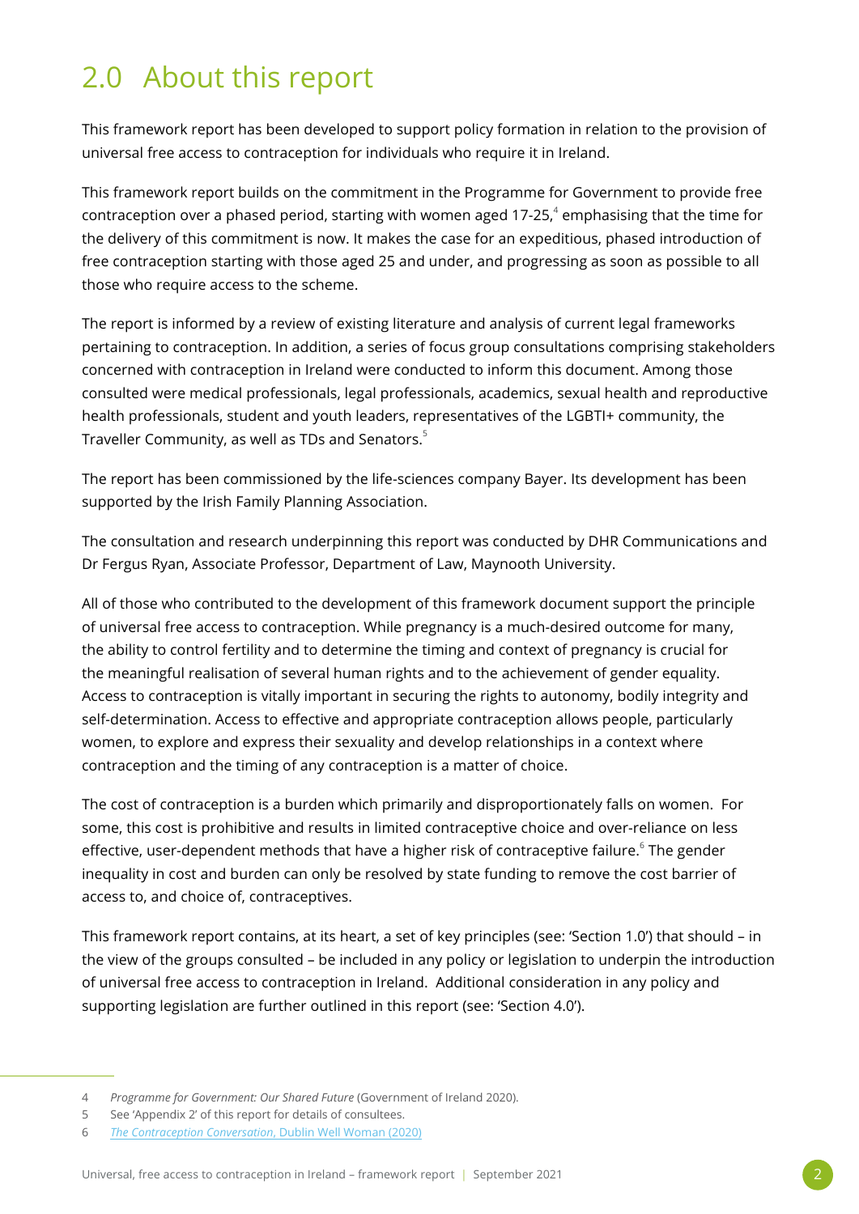# 2.0 About this report

This framework report has been developed to support policy formation in relation to the provision of universal free access to contraception for individuals who require it in Ireland.

This framework report builds on the commitment in the Programme for Government to provide free contraception over a phased period, starting with women aged 17-25,[4] emphasising that the time for the delivery of this commitment is now. It makes the case for an expeditious, phased introduction of free contraception starting with those aged 25 and under, and progressing as soon as possible to all those who require access to the scheme.

The report is informed by a review of existing literature and analysis of current legal frameworks pertaining to contraception. In addition, a series of focus group consultations comprising stakeholders concerned with contraception in Ireland were conducted to inform this document. Among those consulted were medical professionals, legal professionals, academics, sexual health and reproductive health professionals, student and youth leaders, representatives of the LGBTI+ community, the Traveller Community, as well as TDs and Senators.[5]

The report has been commissioned by the life-sciences company Bayer. Its development has been supported by the Irish Family Planning Association.

The consultation and research underpinning this report was conducted by DHR Communications and Dr Fergus Ryan, Associate Professor, Department of Law, Maynooth University.

All of those who contributed to the development of this framework document support the principle of universal free access to contraception. While pregnancy is a much-desired outcome for many, the ability to control fertility and to determine the timing and context of pregnancy is crucial for the meaningful realisation of several human rights and to the achievement of gender equality. Access to contraception is vitally important in securing the rights to autonomy, bodily integrity and self-determination. Access to effective and appropriate contraception allows people, particularly women, to explore and express their sexuality and develop relationships in a context where contraception and the timing of any contraception is a matter of choice.

The cost of contraception is a burden which primarily and disproportionately falls on women. For some, this cost is prohibitive and results in limited contraceptive choice and over-reliance on less effective, user-dependent methods that have a higher risk of contraceptive failure.[6] The gender inequality in cost and burden can only be resolved by state funding to remove the cost barrier of access to, and choice of, contraceptives.

This framework report contains, at its heart, a set of key principles (see: 'Section 1.0') that should – in the view of the groups consulted – be included in any policy or legislation to underpin the introduction of universal free access to contraception in Ireland. Additional consideration in any policy and supporting legislation are further outlined in this report (see: 'Section 4.0').

---

4 *Programme for Government: Our Shared Future* (Government of Ireland 2020).

5 See 'Appendix 2' of this report for details of consultees.

6 *The Contraception Conversation*, Dublin Well Woman (2020)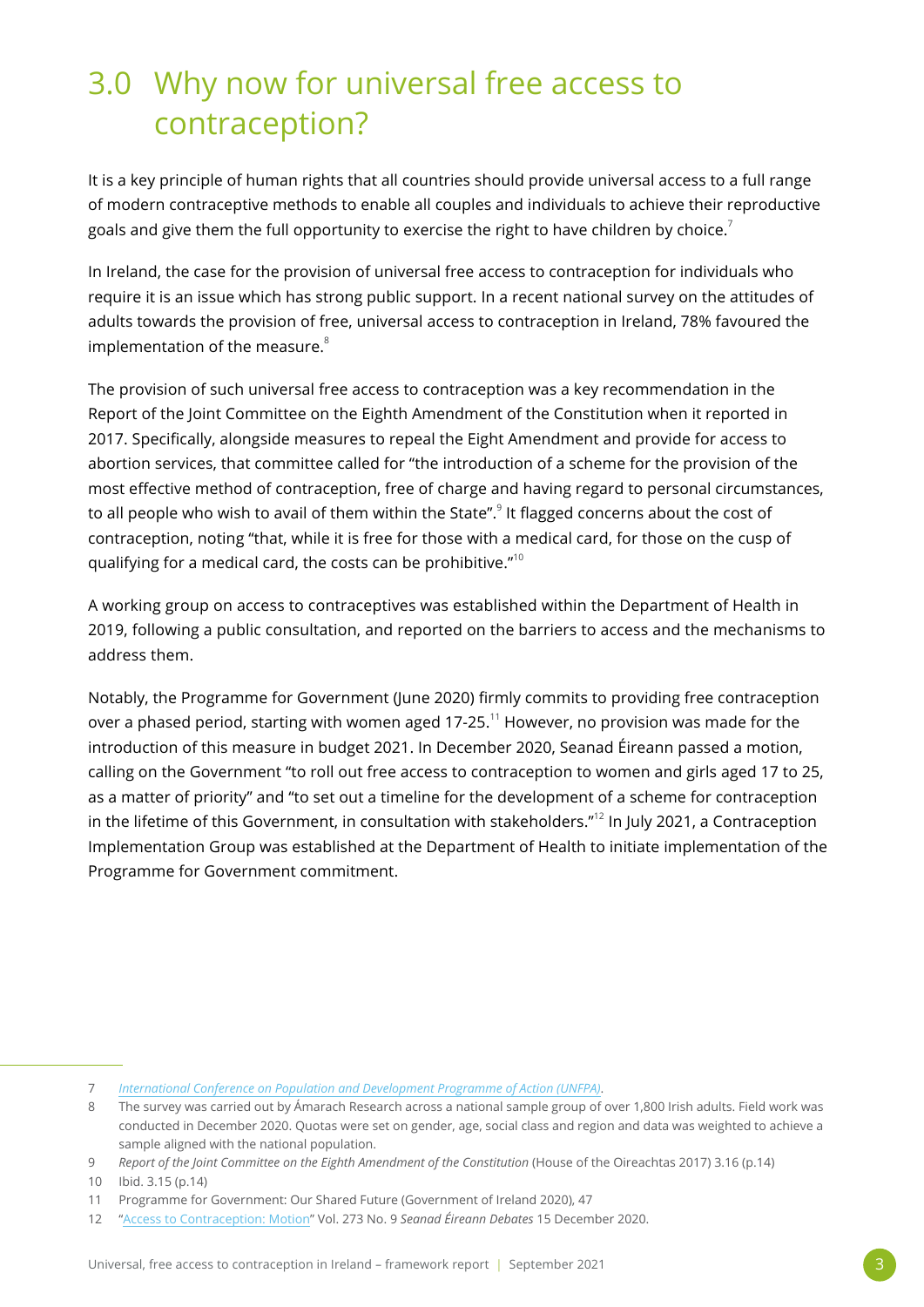# 3.0 Why now for universal free access to contraception?

It is a key principle of human rights that all countries should provide universal access to a full range of modern contraceptive methods to enable all couples and individuals to achieve their reproductive goals and give them the full opportunity to exercise the right to have children by choice.[7]

In Ireland, the case for the provision of universal free access to contraception for individuals who require it is an issue which has strong public support. In a recent national survey on the attitudes of adults towards the provision of free, universal access to contraception in Ireland, 78% favoured the implementation of the measure.[8]

The provision of such universal free access to contraception was a key recommendation in the Report of the Joint Committee on the Eighth Amendment of the Constitution when it reported in 2017. Specifically, alongside measures to repeal the Eight Amendment and provide for access to abortion services, that committee called for "the introduction of a scheme for the provision of the most effective method of contraception, free of charge and having regard to personal circumstances, to all people who wish to avail of them within the State".[9] It flagged concerns about the cost of contraception, noting "that, while it is free for those with a medical card, for those on the cusp of qualifying for a medical card, the costs can be prohibitive."[10]

A working group on access to contraceptives was established within the Department of Health in 2019, following a public consultation, and reported on the barriers to access and the mechanisms to address them.

Notably, the Programme for Government (June 2020) firmly commits to providing free contraception over a phased period, starting with women aged 17-25.[11] However, no provision was made for the introduction of this measure in budget 2021. In December 2020, Seanad Éireann passed a motion, calling on the Government "to roll out free access to contraception to women and girls aged 17 to 25, as a matter of priority" and "to set out a timeline for the development of a scheme for contraception in the lifetime of this Government, in consultation with stakeholders."[12] In July 2021, a Contraception Implementation Group was established at the Department of Health to initiate implementation of the Programme for Government commitment.

---

7 *International Conference on Population and Development Programme of Action (UNFPA)*.

8 The survey was carried out by Ámarach Research across a national sample group of over 1,800 Irish adults. Field work was conducted in December 2020. Quotas were set on gender, age, social class and region and data was weighted to achieve a sample aligned with the national population.

9 *Report of the Joint Committee on the Eighth Amendment of the Constitution* (House of the Oireachtas 2017) 3.16 (p.14)

10 Ibid. 3.15 (p.14)

11 Programme for Government: Our Shared Future (Government of Ireland 2020), 47

12 "Access to Contraception: Motion" Vol. 273 No. 9 *Seanad Éireann Debates* 15 December 2020.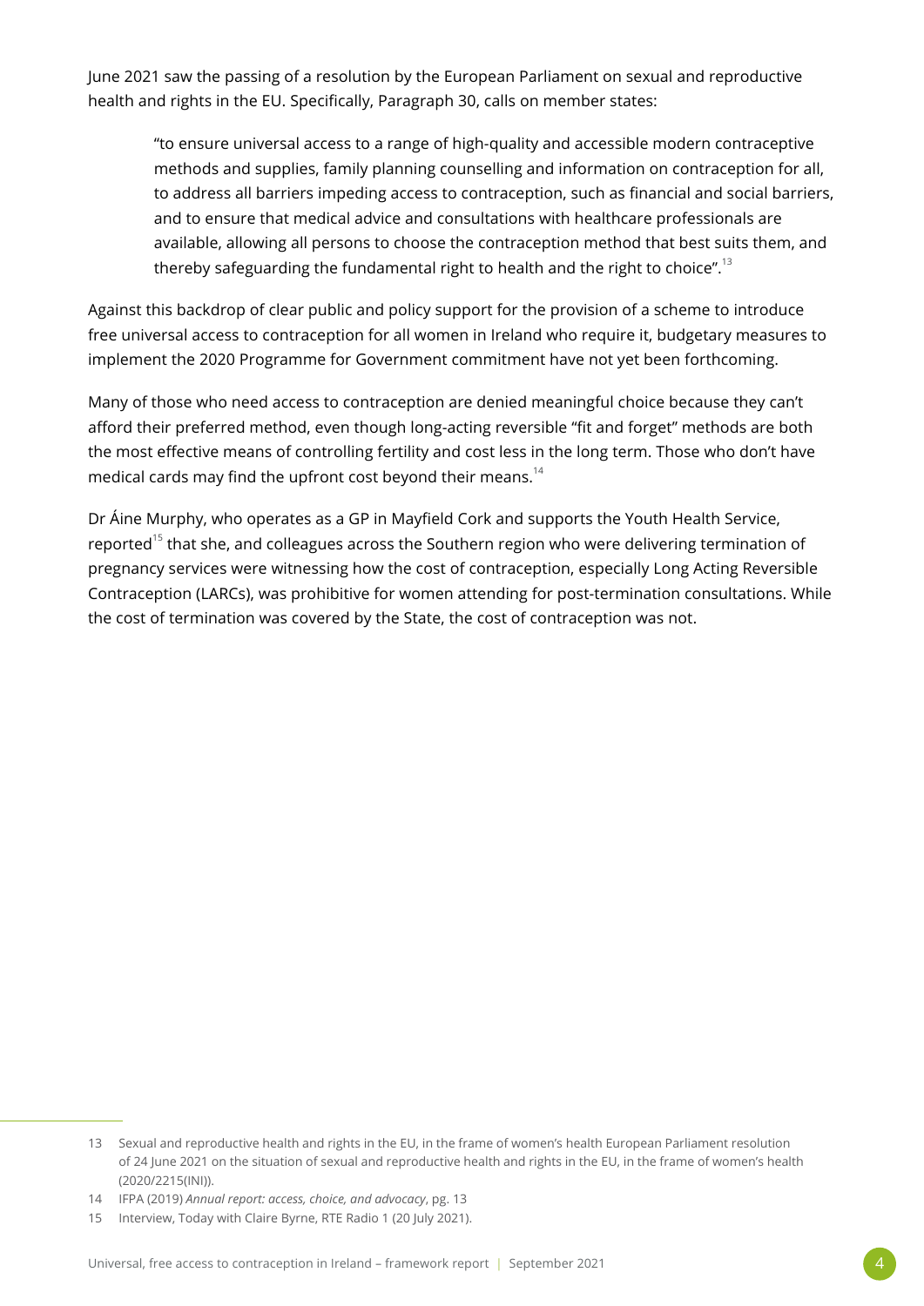June 2021 saw the passing of a resolution by the European Parliament on sexual and reproductive health and rights in the EU. Specifically, Paragraph 30, calls on member states:

> "to ensure universal access to a range of high-quality and accessible modern contraceptive methods and supplies, family planning counselling and information on contraception for all, to address all barriers impeding access to contraception, such as financial and social barriers, and to ensure that medical advice and consultations with healthcare professionals are available, allowing all persons to choose the contraception method that best suits them, and thereby safeguarding the fundamental right to health and the right to choice".[13]

Against this backdrop of clear public and policy support for the provision of a scheme to introduce free universal access to contraception for all women in Ireland who require it, budgetary measures to implement the 2020 Programme for Government commitment have not yet been forthcoming.

Many of those who need access to contraception are denied meaningful choice because they can't afford their preferred method, even though long-acting reversible "fit and forget" methods are both the most effective means of controlling fertility and cost less in the long term. Those who don't have medical cards may find the upfront cost beyond their means.[14]

Dr Áine Murphy, who operates as a GP in Mayfield Cork and supports the Youth Health Service, reported[15] that she, and colleagues across the Southern region who were delivering termination of pregnancy services were witnessing how the cost of contraception, especially Long Acting Reversible Contraception (LARCs), was prohibitive for women attending for post-termination consultations. While the cost of termination was covered by the State, the cost of contraception was not.

---

13 Sexual and reproductive health and rights in the EU, in the frame of women's health European Parliament resolution of 24 June 2021 on the situation of sexual and reproductive health and rights in the EU, in the frame of women's health (2020/2215(INI)).

14 IFPA (2019) *Annual report: access, choice, and advocacy*, pg. 13

15 Interview, Today with Claire Byrne, RTE Radio 1 (20 July 2021).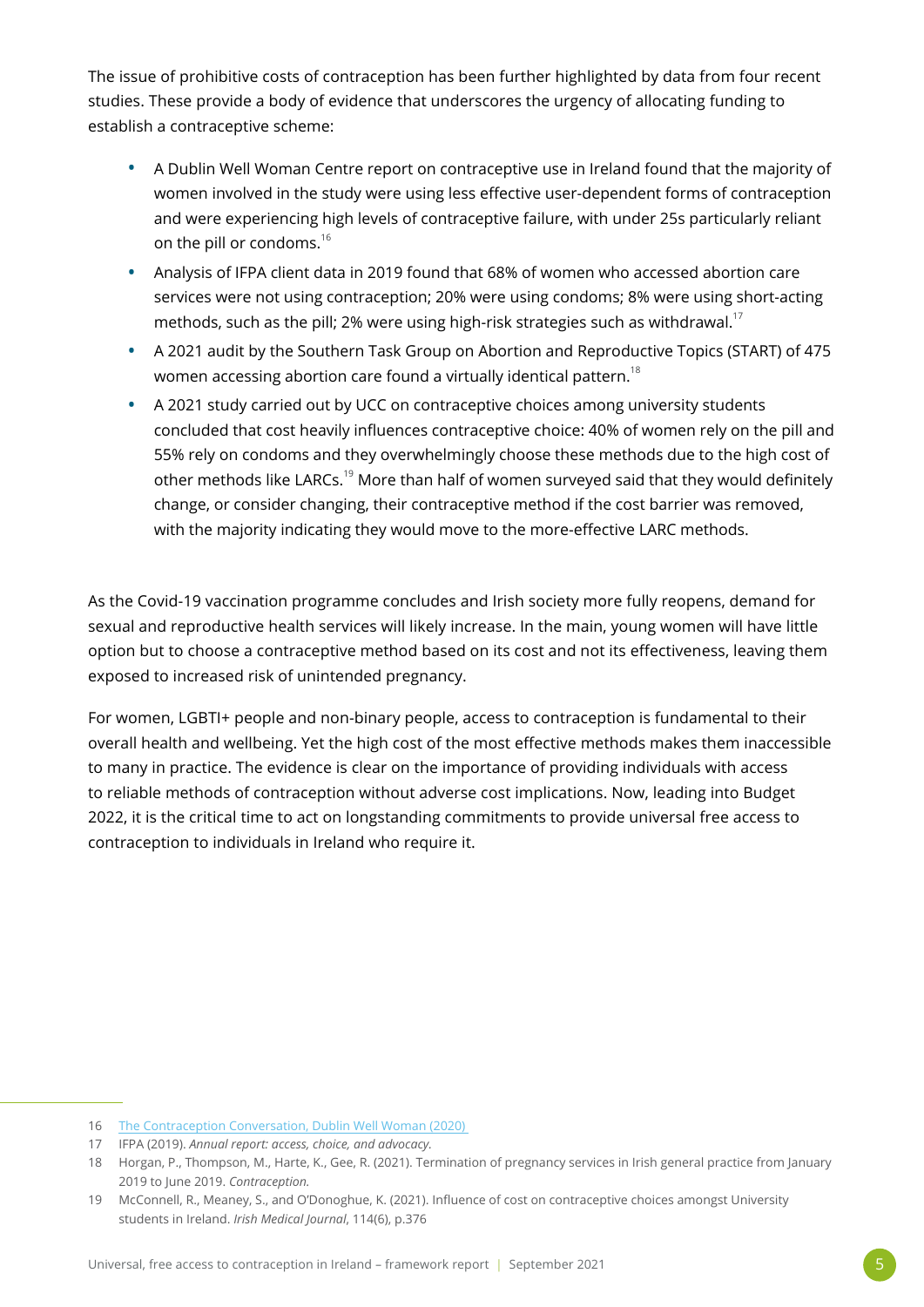The issue of prohibitive costs of contraception has been further highlighted by data from four recent studies. These provide a body of evidence that underscores the urgency of allocating funding to establish a contraceptive scheme:

- A Dublin Well Woman Centre report on contraceptive use in Ireland found that the majority of women involved in the study were using less effective user-dependent forms of contraception and were experiencing high levels of contraceptive failure, with under 25s particularly reliant on the pill or condoms.[16]
- Analysis of IFPA client data in 2019 found that 68% of women who accessed abortion care services were not using contraception; 20% were using condoms; 8% were using short-acting methods, such as the pill; 2% were using high-risk strategies such as withdrawal.[17]
- A 2021 audit by the Southern Task Group on Abortion and Reproductive Topics (START) of 475 women accessing abortion care found a virtually identical pattern.[18]
- A 2021 study carried out by UCC on contraceptive choices among university students concluded that cost heavily influences contraceptive choice: 40% of women rely on the pill and 55% rely on condoms and they overwhelmingly choose these methods due to the high cost of other methods like LARCs.[19] More than half of women surveyed said that they would definitely change, or consider changing, their contraceptive method if the cost barrier was removed, with the majority indicating they would move to the more-effective LARC methods.

As the Covid-19 vaccination programme concludes and Irish society more fully reopens, demand for sexual and reproductive health services will likely increase. In the main, young women will have little option but to choose a contraceptive method based on its cost and not its effectiveness, leaving them exposed to increased risk of unintended pregnancy.

For women, LGBTI+ people and non-binary people, access to contraception is fundamental to their overall health and wellbeing. Yet the high cost of the most effective methods makes them inaccessible to many in practice. The evidence is clear on the importance of providing individuals with access to reliable methods of contraception without adverse cost implications. Now, leading into Budget 2022, it is the critical time to act on longstanding commitments to provide universal free access to contraception to individuals in Ireland who require it.

---

16 The Contraception Conversation, Dublin Well Woman (2020)

17 IFPA (2019). *Annual report: access, choice, and advocacy.*

18 Horgan, P., Thompson, M., Harte, K., Gee, R. (2021). Termination of pregnancy services in Irish general practice from January 2019 to June 2019. *Contraception.*

19 McConnell, R., Meaney, S., and O'Donoghue, K. (2021). Influence of cost on contraceptive choices amongst University students in Ireland. *Irish Medical Journal*, 114(6), p.376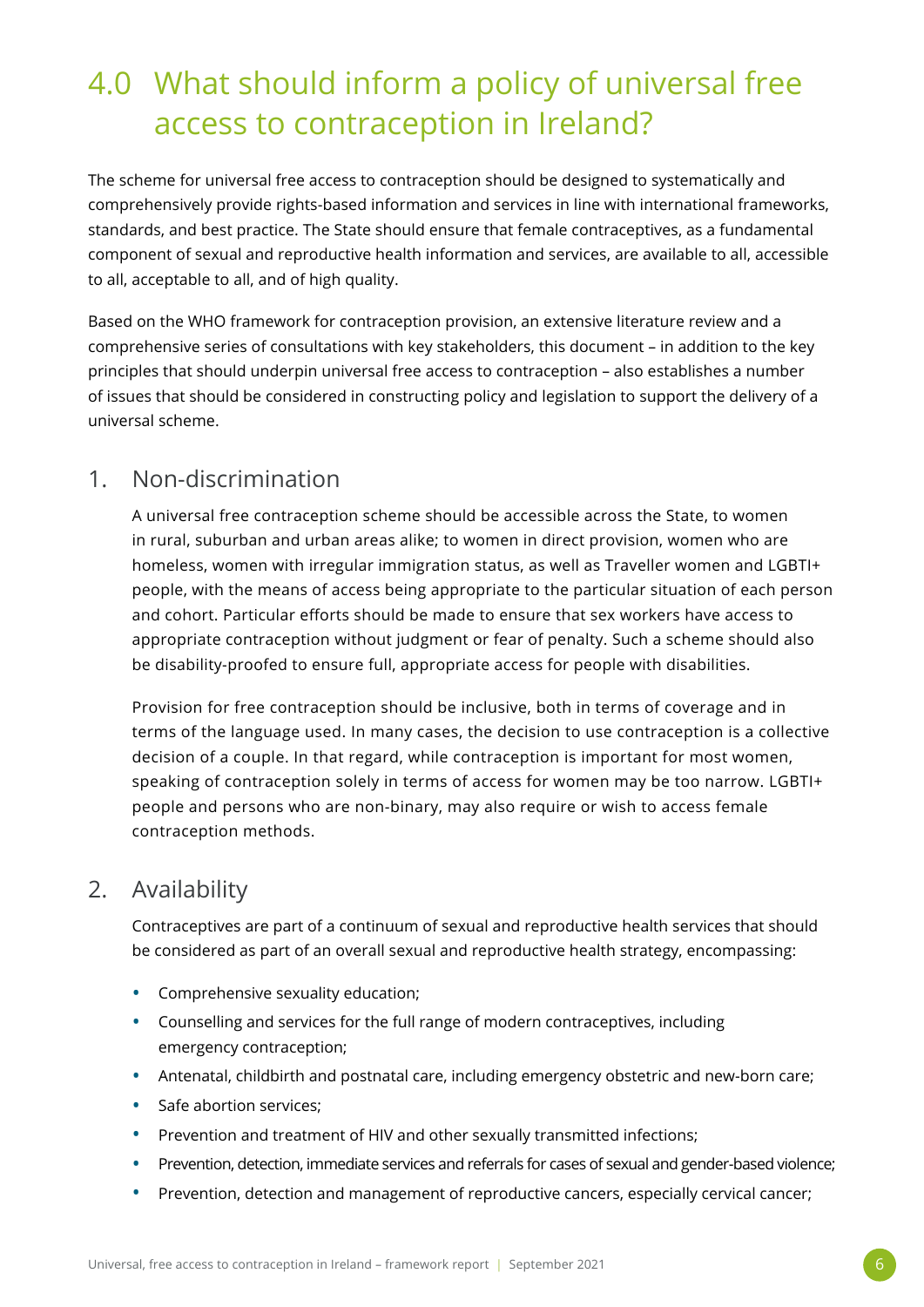# 4.0 What should inform a policy of universal free access to contraception in Ireland?

The scheme for universal free access to contraception should be designed to systematically and comprehensively provide rights-based information and services in line with international frameworks, standards, and best practice. The State should ensure that female contraceptives, as a fundamental component of sexual and reproductive health information and services, are available to all, accessible to all, acceptable to all, and of high quality.

Based on the WHO framework for contraception provision, an extensive literature review and a comprehensive series of consultations with key stakeholders, this document – in addition to the key principles that should underpin universal free access to contraception – also establishes a number of issues that should be considered in constructing policy and legislation to support the delivery of a universal scheme.

## 1. Non-discrimination

A universal free contraception scheme should be accessible across the State, to women in rural, suburban and urban areas alike; to women in direct provision, women who are homeless, women with irregular immigration status, as well as Traveller women and LGBTI+ people, with the means of access being appropriate to the particular situation of each person and cohort. Particular efforts should be made to ensure that sex workers have access to appropriate contraception without judgment or fear of penalty. Such a scheme should also be disability-proofed to ensure full, appropriate access for people with disabilities.

Provision for free contraception should be inclusive, both in terms of coverage and in terms of the language used. In many cases, the decision to use contraception is a collective decision of a couple. In that regard, while contraception is important for most women, speaking of contraception solely in terms of access for women may be too narrow. LGBTI+ people and persons who are non-binary, may also require or wish to access female contraception methods.

## 2. Availability

Contraceptives are part of a continuum of sexual and reproductive health services that should be considered as part of an overall sexual and reproductive health strategy, encompassing:

- Comprehensive sexuality education;
- Counselling and services for the full range of modern contraceptives, including emergency contraception;
- Antenatal, childbirth and postnatal care, including emergency obstetric and new-born care;
- Safe abortion services;
- Prevention and treatment of HIV and other sexually transmitted infections;
- Prevention, detection, immediate services and referrals for cases of sexual and gender-based violence;
- Prevention, detection and management of reproductive cancers, especially cervical cancer;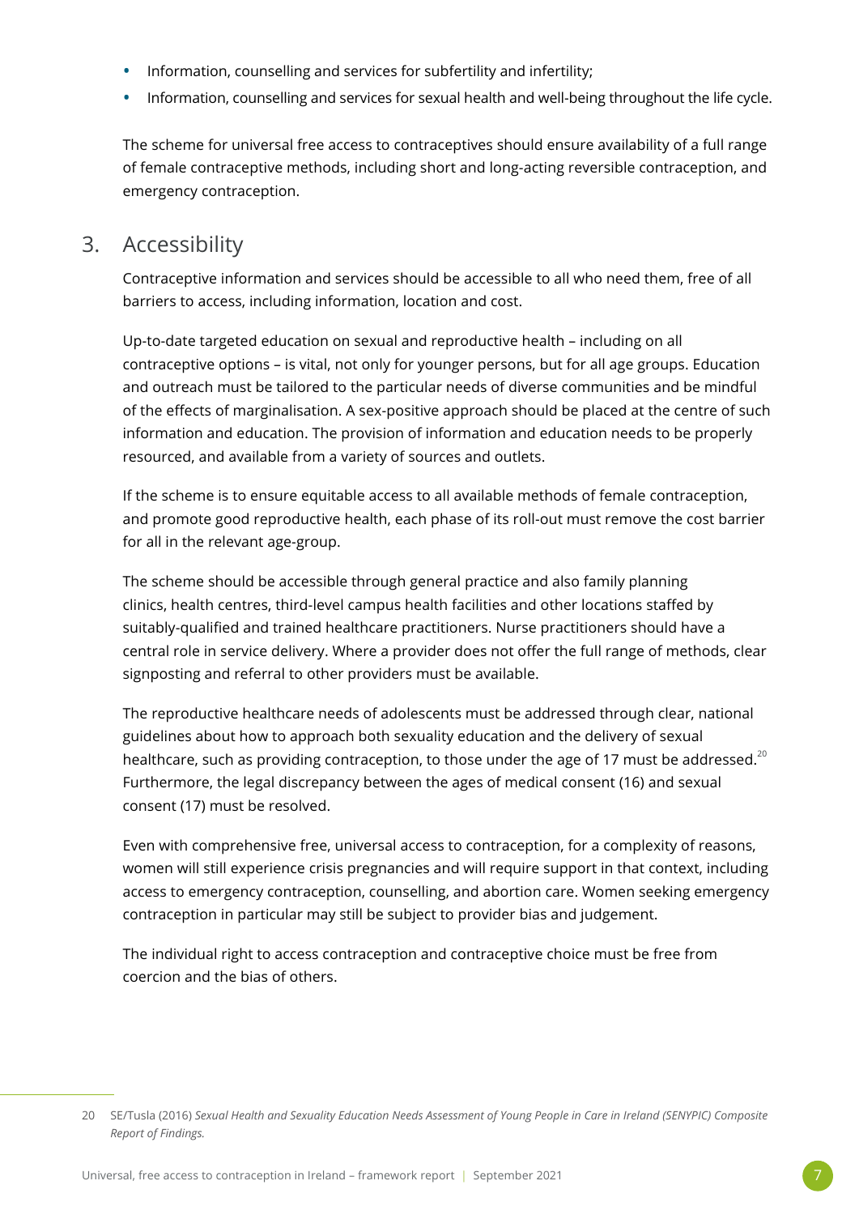- Information, counselling and services for subfertility and infertility;
- Information, counselling and services for sexual health and well-being throughout the life cycle.

The scheme for universal free access to contraceptives should ensure availability of a full range of female contraceptive methods, including short and long-acting reversible contraception, and emergency contraception.

## 3. Accessibility

Contraceptive information and services should be accessible to all who need them, free of all barriers to access, including information, location and cost.

Up-to-date targeted education on sexual and reproductive health – including on all contraceptive options – is vital, not only for younger persons, but for all age groups. Education and outreach must be tailored to the particular needs of diverse communities and be mindful of the effects of marginalisation. A sex-positive approach should be placed at the centre of such information and education. The provision of information and education needs to be properly resourced, and available from a variety of sources and outlets.

If the scheme is to ensure equitable access to all available methods of female contraception, and promote good reproductive health, each phase of its roll-out must remove the cost barrier for all in the relevant age-group.

The scheme should be accessible through general practice and also family planning clinics, health centres, third-level campus health facilities and other locations staffed by suitably-qualified and trained healthcare practitioners. Nurse practitioners should have a central role in service delivery. Where a provider does not offer the full range of methods, clear signposting and referral to other providers must be available.

The reproductive healthcare needs of adolescents must be addressed through clear, national guidelines about how to approach both sexuality education and the delivery of sexual healthcare, such as providing contraception, to those under the age of 17 must be addressed.[20] Furthermore, the legal discrepancy between the ages of medical consent (16) and sexual consent (17) must be resolved.

Even with comprehensive free, universal access to contraception, for a complexity of reasons, women will still experience crisis pregnancies and will require support in that context, including access to emergency contraception, counselling, and abortion care. Women seeking emergency contraception in particular may still be subject to provider bias and judgement.

The individual right to access contraception and contraceptive choice must be free from coercion and the bias of others.

---

20 SE/Tusla (2016) *Sexual Health and Sexuality Education Needs Assessment of Young People in Care in Ireland (SENYPIC) Composite Report of Findings.*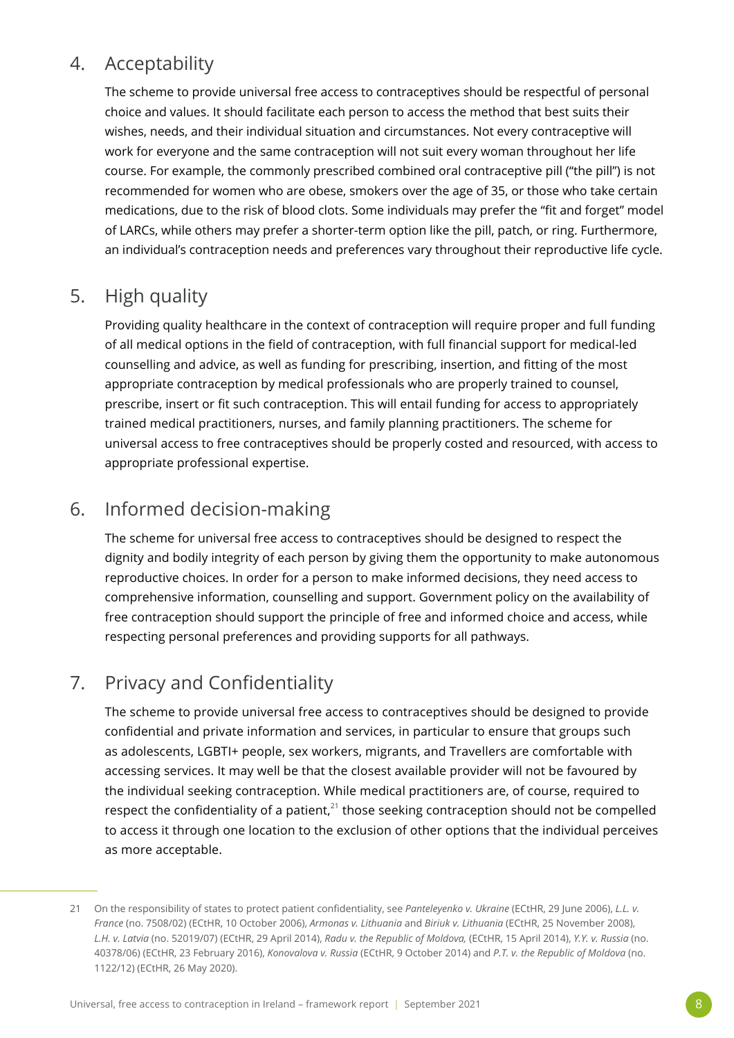## 4. Acceptability

The scheme to provide universal free access to contraceptives should be respectful of personal choice and values. It should facilitate each person to access the method that best suits their wishes, needs, and their individual situation and circumstances. Not every contraceptive will work for everyone and the same contraception will not suit every woman throughout her life course. For example, the commonly prescribed combined oral contraceptive pill ("the pill") is not recommended for women who are obese, smokers over the age of 35, or those who take certain medications, due to the risk of blood clots. Some individuals may prefer the "fit and forget" model of LARCs, while others may prefer a shorter-term option like the pill, patch, or ring. Furthermore, an individual's contraception needs and preferences vary throughout their reproductive life cycle.

## 5. High quality

Providing quality healthcare in the context of contraception will require proper and full funding of all medical options in the field of contraception, with full financial support for medical-led counselling and advice, as well as funding for prescribing, insertion, and fitting of the most appropriate contraception by medical professionals who are properly trained to counsel, prescribe, insert or fit such contraception. This will entail funding for access to appropriately trained medical practitioners, nurses, and family planning practitioners. The scheme for universal access to free contraceptives should be properly costed and resourced, with access to appropriate professional expertise.

## 6. Informed decision-making

The scheme for universal free access to contraceptives should be designed to respect the dignity and bodily integrity of each person by giving them the opportunity to make autonomous reproductive choices. In order for a person to make informed decisions, they need access to comprehensive information, counselling and support. Government policy on the availability of free contraception should support the principle of free and informed choice and access, while respecting personal preferences and providing supports for all pathways.

## 7. Privacy and Confidentiality

The scheme to provide universal free access to contraceptives should be designed to provide confidential and private information and services, in particular to ensure that groups such as adolescents, LGBTI+ people, sex workers, migrants, and Travellers are comfortable with accessing services. It may well be that the closest available provider will not be favoured by the individual seeking contraception. While medical practitioners are, of course, required to respect the confidentiality of a patient,[21] those seeking contraception should not be compelled to access it through one location to the exclusion of other options that the individual perceives as more acceptable.

---

21 On the responsibility of states to protect patient confidentiality, see *Panteleyenko v. Ukraine* (ECtHR, 29 June 2006), *L.L. v. France* (no. 7508/02) (ECtHR, 10 October 2006), *Armonas v. Lithuania* and *Biriuk v. Lithuania* (ECtHR, 25 November 2008), *L.H. v. Latvia* (no. 52019/07) (ECtHR, 29 April 2014), *Radu v. the Republic of Moldova,* (ECtHR, 15 April 2014), *Y.Y. v. Russia* (no. 40378/06) (ECtHR, 23 February 2016), *Konovalova v. Russia* (ECtHR, 9 October 2014) and *P.T. v. the Republic of Moldova* (no. 1122/12) (ECtHR, 26 May 2020).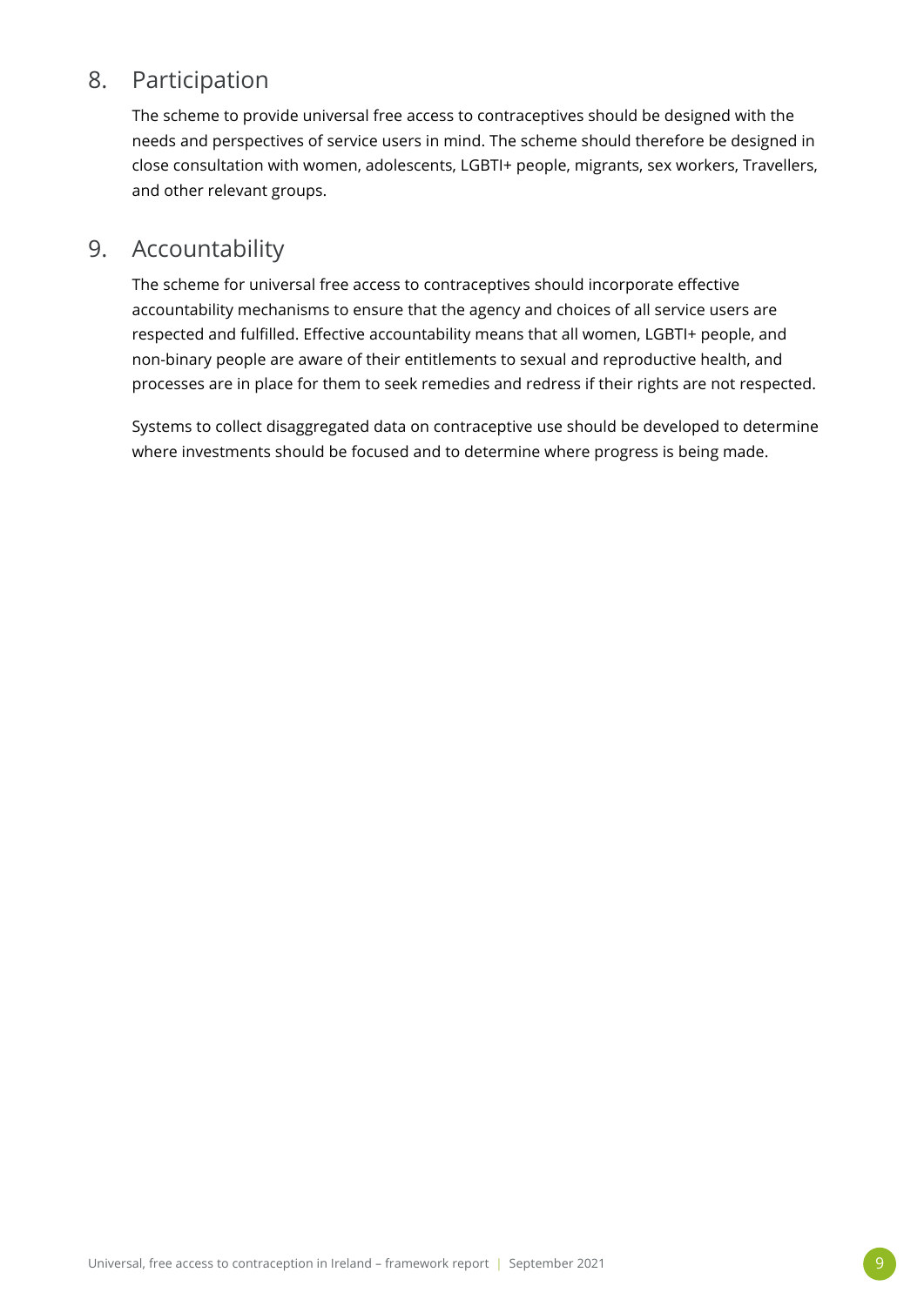## 8. Participation

The scheme to provide universal free access to contraceptives should be designed with the needs and perspectives of service users in mind. The scheme should therefore be designed in close consultation with women, adolescents, LGBTI+ people, migrants, sex workers, Travellers, and other relevant groups.

## 9. Accountability

The scheme for universal free access to contraceptives should incorporate effective accountability mechanisms to ensure that the agency and choices of all service users are respected and fulfilled. Effective accountability means that all women, LGBTI+ people, and non-binary people are aware of their entitlements to sexual and reproductive health, and processes are in place for them to seek remedies and redress if their rights are not respected.

Systems to collect disaggregated data on contraceptive use should be developed to determine where investments should be focused and to determine where progress is being made.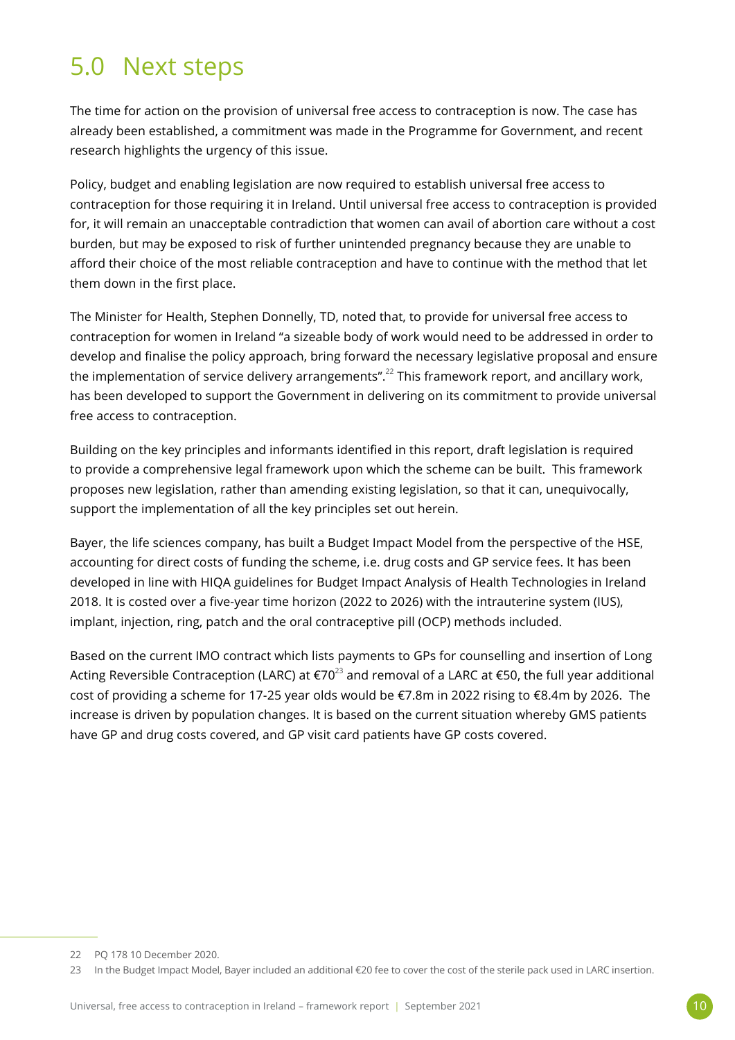# 5.0 Next steps

The time for action on the provision of universal free access to contraception is now. The case has already been established, a commitment was made in the Programme for Government, and recent research highlights the urgency of this issue.

Policy, budget and enabling legislation are now required to establish universal free access to contraception for those requiring it in Ireland. Until universal free access to contraception is provided for, it will remain an unacceptable contradiction that women can avail of abortion care without a cost burden, but may be exposed to risk of further unintended pregnancy because they are unable to afford their choice of the most reliable contraception and have to continue with the method that let them down in the first place.

The Minister for Health, Stephen Donnelly, TD, noted that, to provide for universal free access to contraception for women in Ireland "a sizeable body of work would need to be addressed in order to develop and finalise the policy approach, bring forward the necessary legislative proposal and ensure the implementation of service delivery arrangements".[22] This framework report, and ancillary work, has been developed to support the Government in delivering on its commitment to provide universal free access to contraception.

Building on the key principles and informants identified in this report, draft legislation is required to provide a comprehensive legal framework upon which the scheme can be built. This framework proposes new legislation, rather than amending existing legislation, so that it can, unequivocally, support the implementation of all the key principles set out herein.

Bayer, the life sciences company, has built a Budget Impact Model from the perspective of the HSE, accounting for direct costs of funding the scheme, i.e. drug costs and GP service fees. It has been developed in line with HIQA guidelines for Budget Impact Analysis of Health Technologies in Ireland 2018. It is costed over a five-year time horizon (2022 to 2026) with the intrauterine system (IUS), implant, injection, ring, patch and the oral contraceptive pill (OCP) methods included.

Based on the current IMO contract which lists payments to GPs for counselling and insertion of Long Acting Reversible Contraception (LARC) at €70[23] and removal of a LARC at €50, the full year additional cost of providing a scheme for 17-25 year olds would be €7.8m in 2022 rising to €8.4m by 2026. The increase is driven by population changes. It is based on the current situation whereby GMS patients have GP and drug costs covered, and GP visit card patients have GP costs covered.

---

22 PQ 178 10 December 2020.

23 In the Budget Impact Model, Bayer included an additional €20 fee to cover the cost of the sterile pack used in LARC insertion.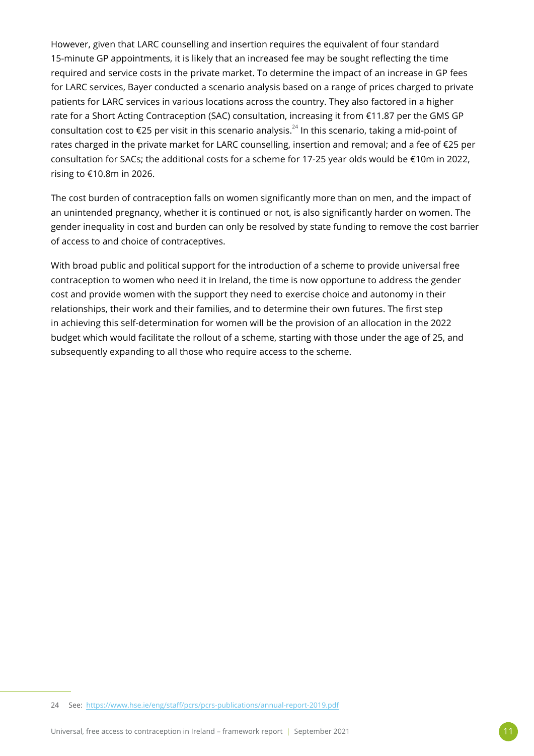However, given that LARC counselling and insertion requires the equivalent of four standard 15-minute GP appointments, it is likely that an increased fee may be sought reflecting the time required and service costs in the private market. To determine the impact of an increase in GP fees for LARC services, Bayer conducted a scenario analysis based on a range of prices charged to private patients for LARC services in various locations across the country. They also factored in a higher rate for a Short Acting Contraception (SAC) consultation, increasing it from €11.87 per the GMS GP consultation cost to €25 per visit in this scenario analysis.[24] In this scenario, taking a mid-point of rates charged in the private market for LARC counselling, insertion and removal; and a fee of €25 per consultation for SACs; the additional costs for a scheme for 17-25 year olds would be €10m in 2022, rising to €10.8m in 2026.

The cost burden of contraception falls on women significantly more than on men, and the impact of an unintended pregnancy, whether it is continued or not, is also significantly harder on women. The gender inequality in cost and burden can only be resolved by state funding to remove the cost barrier of access to and choice of contraceptives.

With broad public and political support for the introduction of a scheme to provide universal free contraception to women who need it in Ireland, the time is now opportune to address the gender cost and provide women with the support they need to exercise choice and autonomy in their relationships, their work and their families, and to determine their own futures. The first step in achieving this self-determination for women will be the provision of an allocation in the 2022 budget which would facilitate the rollout of a scheme, starting with those under the age of 25, and subsequently expanding to all those who require access to the scheme.

24 See: https://www.hse.ie/eng/staff/pcrs/pcrs-publications/annual-report-2019.pdf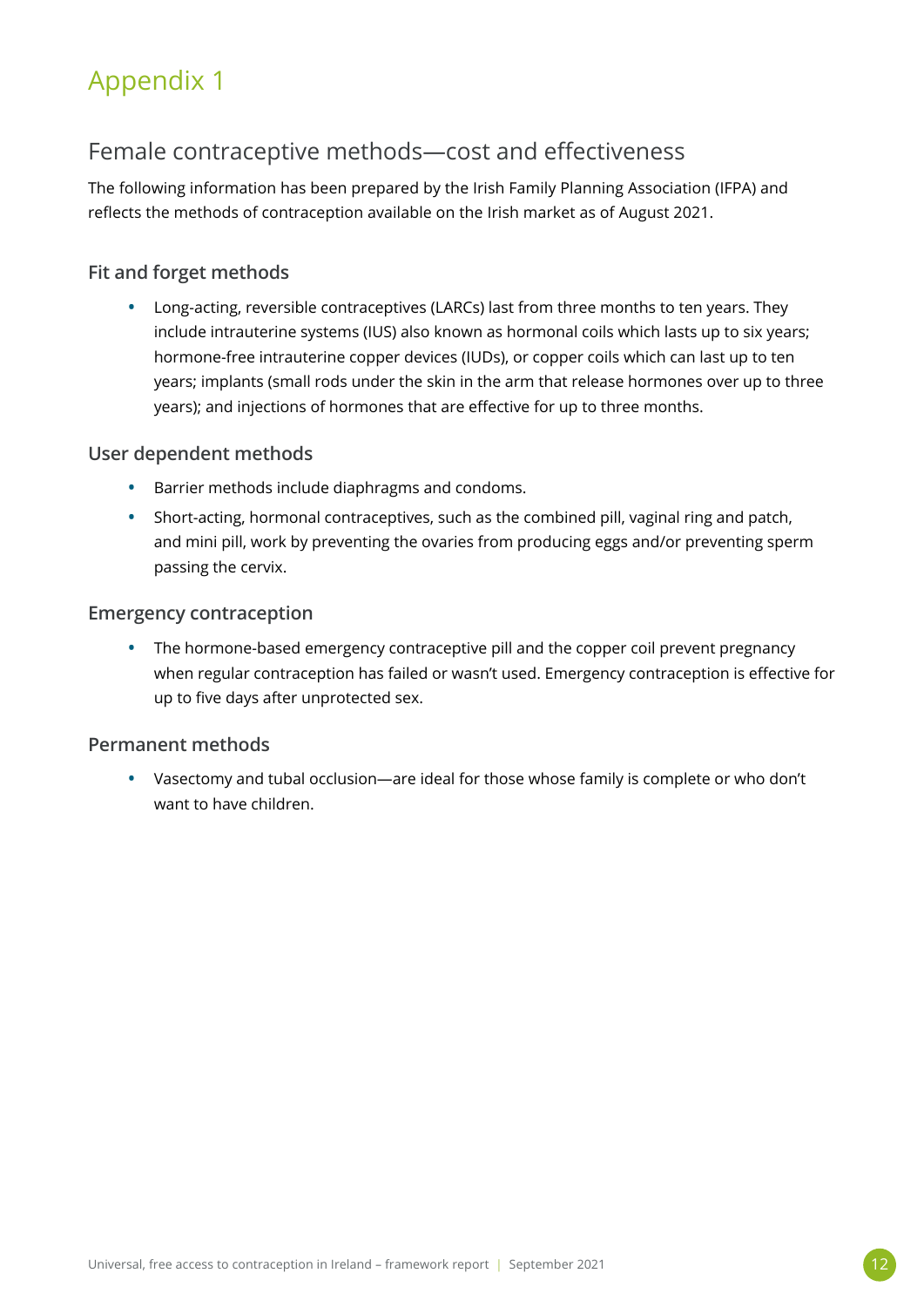# Appendix 1

## Female contraceptive methods—cost and effectiveness

The following information has been prepared by the Irish Family Planning Association (IFPA) and reflects the methods of contraception available on the Irish market as of August 2021.

### Fit and forget methods

- Long-acting, reversible contraceptives (LARCs) last from three months to ten years. They include intrauterine systems (IUS) also known as hormonal coils which lasts up to six years; hormone-free intrauterine copper devices (IUDs), or copper coils which can last up to ten years; implants (small rods under the skin in the arm that release hormones over up to three years); and injections of hormones that are effective for up to three months.

### User dependent methods

- Barrier methods include diaphragms and condoms.
- Short-acting, hormonal contraceptives, such as the combined pill, vaginal ring and patch, and mini pill, work by preventing the ovaries from producing eggs and/or preventing sperm passing the cervix.

### Emergency contraception

- The hormone-based emergency contraceptive pill and the copper coil prevent pregnancy when regular contraception has failed or wasn't used. Emergency contraception is effective for up to five days after unprotected sex.

### Permanent methods

- Vasectomy and tubal occlusion—are ideal for those whose family is complete or who don't want to have children.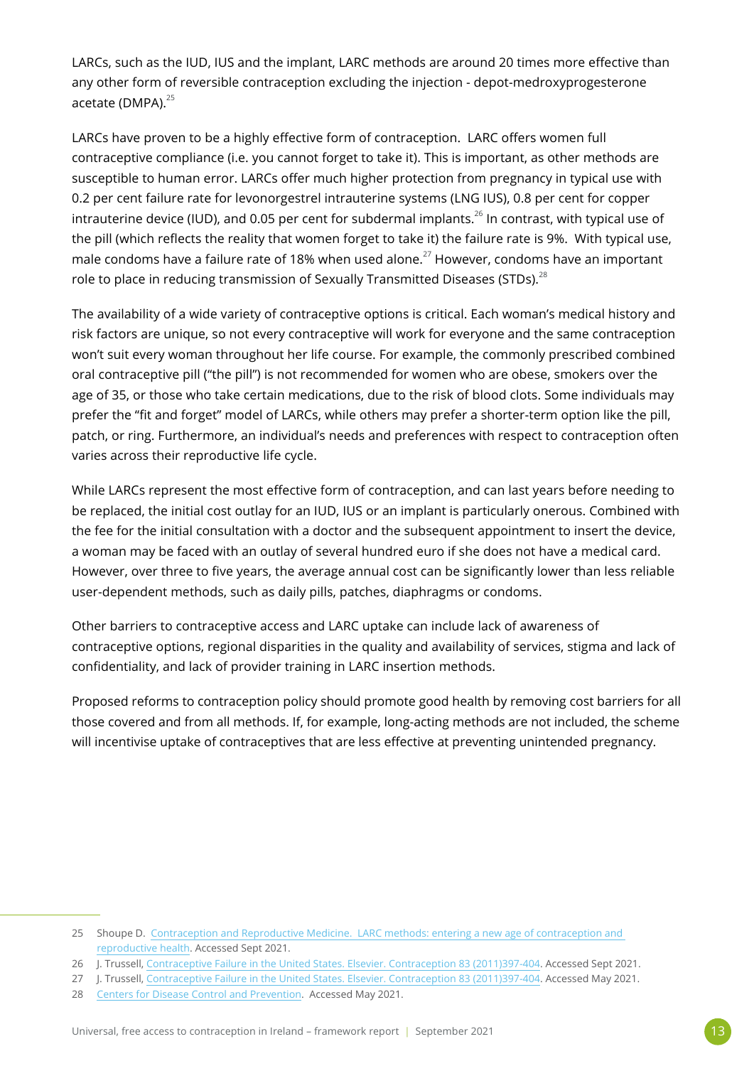LARCs, such as the IUD, IUS and the implant, LARC methods are around 20 times more effective than any other form of reversible contraception excluding the injection - depot-medroxyprogesterone acetate (DMPA).[25]

LARCs have proven to be a highly effective form of contraception. LARC offers women full contraceptive compliance (i.e. you cannot forget to take it). This is important, as other methods are susceptible to human error. LARCs offer much higher protection from pregnancy in typical use with 0.2 per cent failure rate for levonorgestrel intrauterine systems (LNG IUS), 0.8 per cent for copper intrauterine device (IUD), and 0.05 per cent for subdermal implants.[26] In contrast, with typical use of the pill (which reflects the reality that women forget to take it) the failure rate is 9%. With typical use, male condoms have a failure rate of 18% when used alone.[27] However, condoms have an important role to place in reducing transmission of Sexually Transmitted Diseases (STDs).[28]

The availability of a wide variety of contraceptive options is critical. Each woman's medical history and risk factors are unique, so not every contraceptive will work for everyone and the same contraception won't suit every woman throughout her life course. For example, the commonly prescribed combined oral contraceptive pill ("the pill") is not recommended for women who are obese, smokers over the age of 35, or those who take certain medications, due to the risk of blood clots. Some individuals may prefer the "fit and forget" model of LARCs, while others may prefer a shorter-term option like the pill, patch, or ring. Furthermore, an individual's needs and preferences with respect to contraception often varies across their reproductive life cycle.

While LARCs represent the most effective form of contraception, and can last years before needing to be replaced, the initial cost outlay for an IUD, IUS or an implant is particularly onerous. Combined with the fee for the initial consultation with a doctor and the subsequent appointment to insert the device, a woman may be faced with an outlay of several hundred euro if she does not have a medical card. However, over three to five years, the average annual cost can be significantly lower than less reliable user-dependent methods, such as daily pills, patches, diaphragms or condoms.

Other barriers to contraceptive access and LARC uptake can include lack of awareness of contraceptive options, regional disparities in the quality and availability of services, stigma and lack of confidentiality, and lack of provider training in LARC insertion methods.

Proposed reforms to contraception policy should promote good health by removing cost barriers for all those covered and from all methods. If, for example, long-acting methods are not included, the scheme will incentivise uptake of contraceptives that are less effective at preventing unintended pregnancy.

---

25 Shoupe D. Contraception and Reproductive Medicine. LARC methods: entering a new age of contraception and reproductive health. Accessed Sept 2021.

26 J. Trussell, Contraceptive Failure in the United States. Elsevier. Contraception 83 (2011)397-404. Accessed Sept 2021.

27 J. Trussell, Contraceptive Failure in the United States. Elsevier. Contraception 83 (2011)397-404. Accessed May 2021.

28 Centers for Disease Control and Prevention. Accessed May 2021.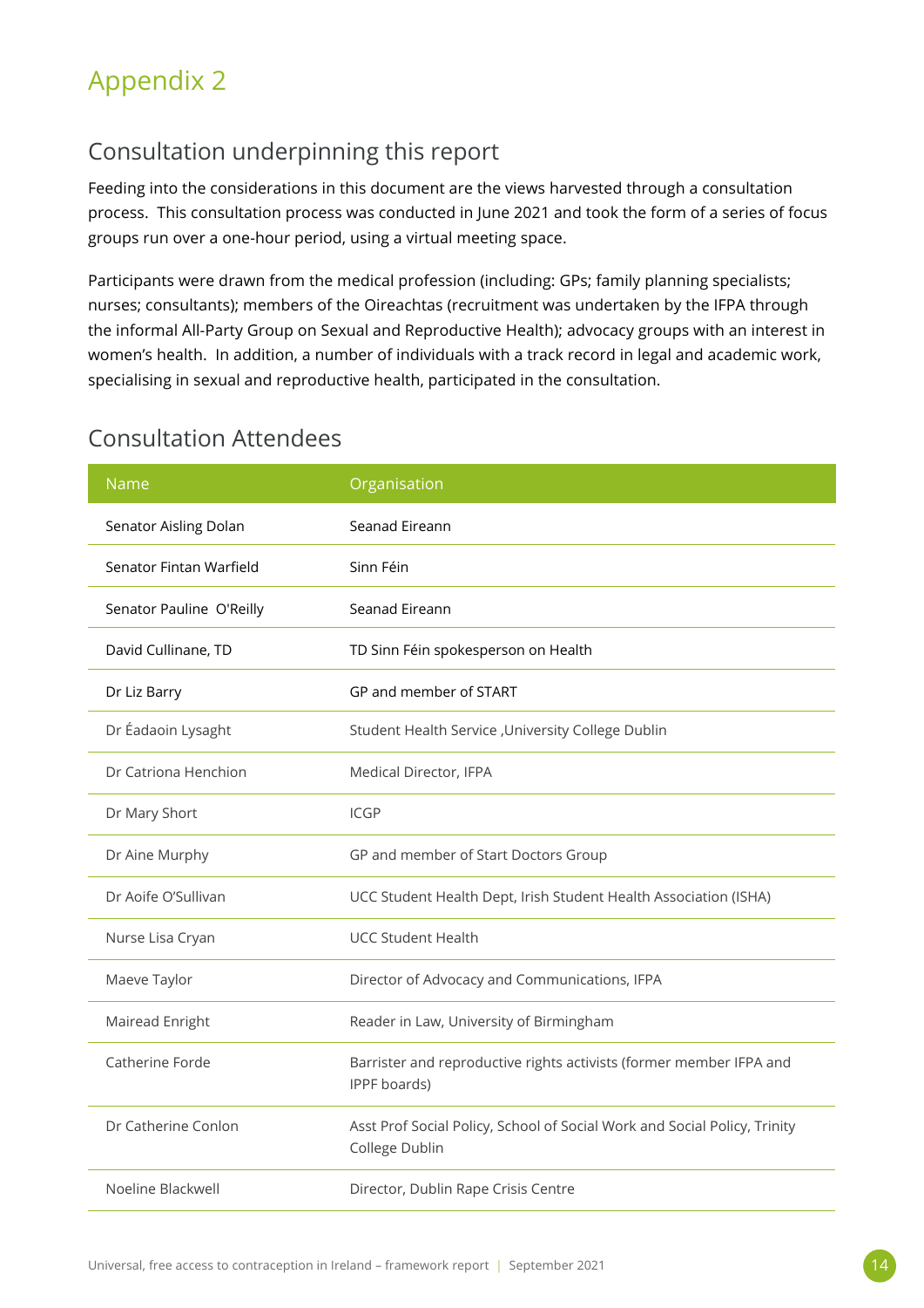# Appendix 2

## Consultation underpinning this report

Feeding into the considerations in this document are the views harvested through a consultation process. This consultation process was conducted in June 2021 and took the form of a series of focus groups run over a one-hour period, using a virtual meeting space.

Participants were drawn from the medical profession (including: GPs; family planning specialists; nurses; consultants); members of the Oireachtas (recruitment was undertaken by the IFPA through the informal All-Party Group on Sexual and Reproductive Health); advocacy groups with an interest in women's health. In addition, a number of individuals with a track record in legal and academic work, specialising in sexual and reproductive health, participated in the consultation.

## Consultation Attendees

| Name | Organisation |
| --- | --- |
| Senator Aisling Dolan | Seanad Eireann |
| Senator Fintan Warfield | Sinn Féin |
| Senator Pauline O'Reilly | Seanad Eireann |
| David Cullinane, TD | TD Sinn Féin spokesperson on Health |
| Dr Liz Barry | GP and member of START |
| Dr Éadaoin Lysaght | Student Health Service ,University College Dublin |
| Dr Catriona Henchion | Medical Director, IFPA |
| Dr Mary Short | ICGP |
| Dr Aine Murphy | GP and member of Start Doctors Group |
| Dr Aoife O'Sullivan | UCC Student Health Dept, Irish Student Health Association (ISHA) |
| Nurse Lisa Cryan | UCC Student Health |
| Maeve Taylor | Director of Advocacy and Communications, IFPA |
| Mairead Enright | Reader in Law, University of Birmingham |
| Catherine Forde | Barrister and reproductive rights activists (former member IFPA and IPPF boards) |
| Dr Catherine Conlon | Asst Prof Social Policy, School of Social Work and Social Policy, Trinity College Dublin |
| Noeline Blackwell | Director, Dublin Rape Crisis Centre |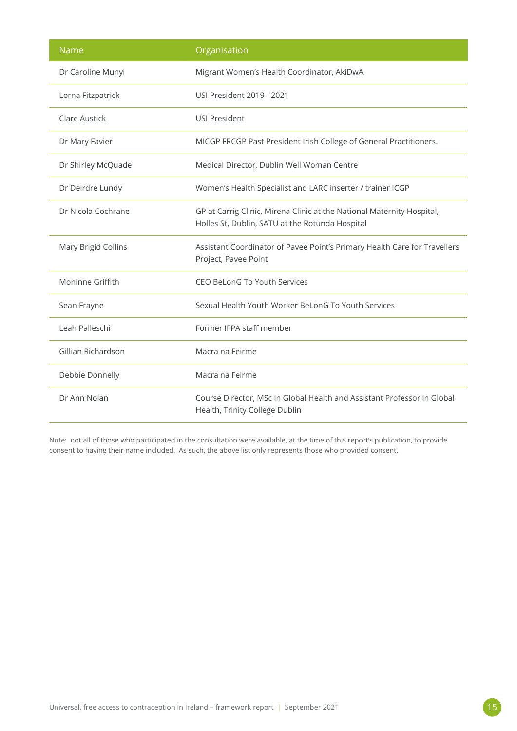| Name | Organisation |
|---|---|
| Dr Caroline Munyi | Migrant Women's Health Coordinator, AkiDwA |
| Lorna Fitzpatrick | USI President 2019 - 2021 |
| Clare Austick | USI President |
| Dr Mary Favier | MICGP FRCGP Past President Irish College of General Practitioners. |
| Dr Shirley McQuade | Medical Director, Dublin Well Woman Centre |
| Dr Deirdre Lundy | Women's Health Specialist and LARC inserter / trainer ICGP |
| Dr Nicola Cochrane | GP at Carrig Clinic, Mirena Clinic at the National Maternity Hospital, Holles St, Dublin, SATU at the Rotunda Hospital |
| Mary Brigid Collins | Assistant Coordinator of Pavee Point's Primary Health Care for Travellers Project, Pavee Point |
| Moninne Griffith | CEO BeLonG To Youth Services |
| Sean Frayne | Sexual Health Youth Worker BeLonG To Youth Services |
| Leah Palleschi | Former IFPA staff member |
| Gillian Richardson | Macra na Feirme |
| Debbie Donnelly | Macra na Feirme |
| Dr Ann Nolan | Course Director, MSc in Global Health and Assistant Professor in Global Health, Trinity College Dublin |

Note: not all of those who participated in the consultation were available, at the time of this report's publication, to provide consent to having their name included. As such, the above list only represents those who provided consent.